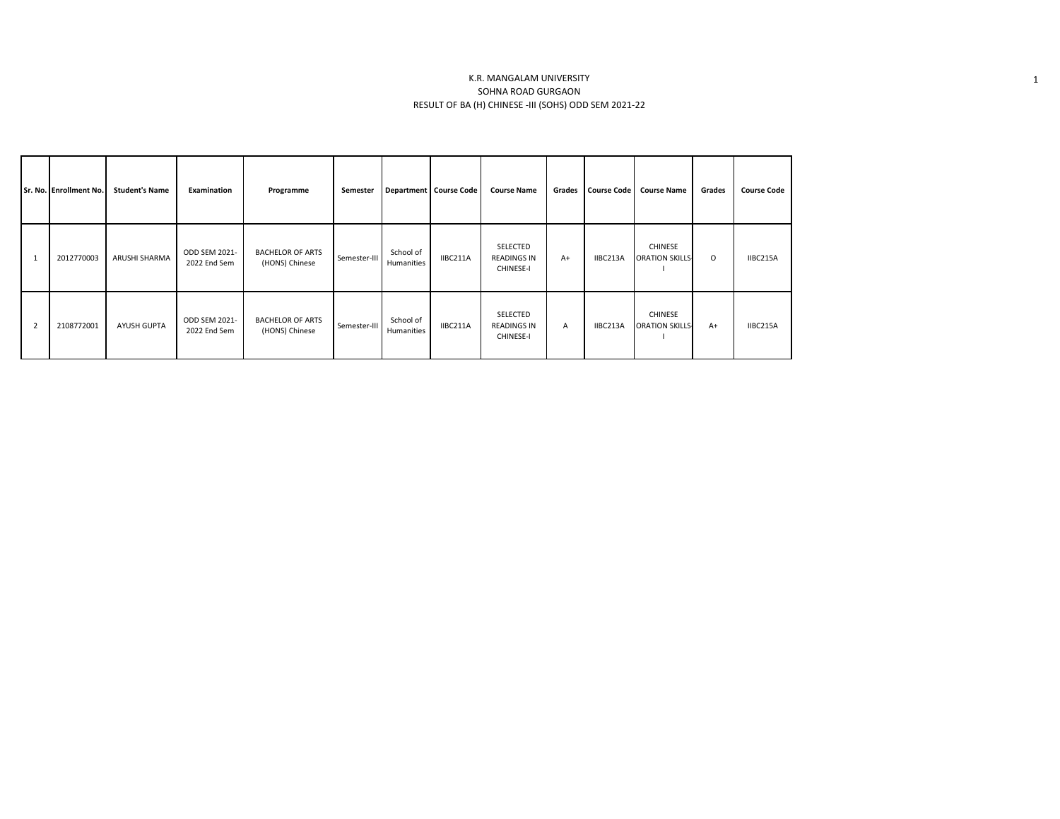K.R. MANGALAM UNIVERSITY

SOHNA ROAD GURGAON

RESULT OF BA (H) CHINESE -III (SOHS) ODD SEM 2021-22

| Sr. No. | Enrollment No. | Student's Name | Examination | Programme | Semester | Department | Course Code | Course Name | Grades | Course Code | Course Name | Grades | Course Code |
|---|---|---|---|---|---|---|---|---|---|---|---|---|---|
| 1 | 2012770003 | ARUSHI SHARMA | ODD SEM 2021-2022 End Sem | BACHELOR OF ARTS (HONS) Chinese | Semester-III | School of Humanities | IIBC211A | SELECTED READINGS IN CHINESE-I | A+ | IIBC213A | CHINESE ORATION SKILLS-I | O | IIBC215A |
| 2 | 2108772001 | AYUSH GUPTA | ODD SEM 2021-2022 End Sem | BACHELOR OF ARTS (HONS) Chinese | Semester-III | School of Humanities | IIBC211A | SELECTED READINGS IN CHINESE-I | A | IIBC213A | CHINESE ORATION SKILLS-I | A+ | IIBC215A |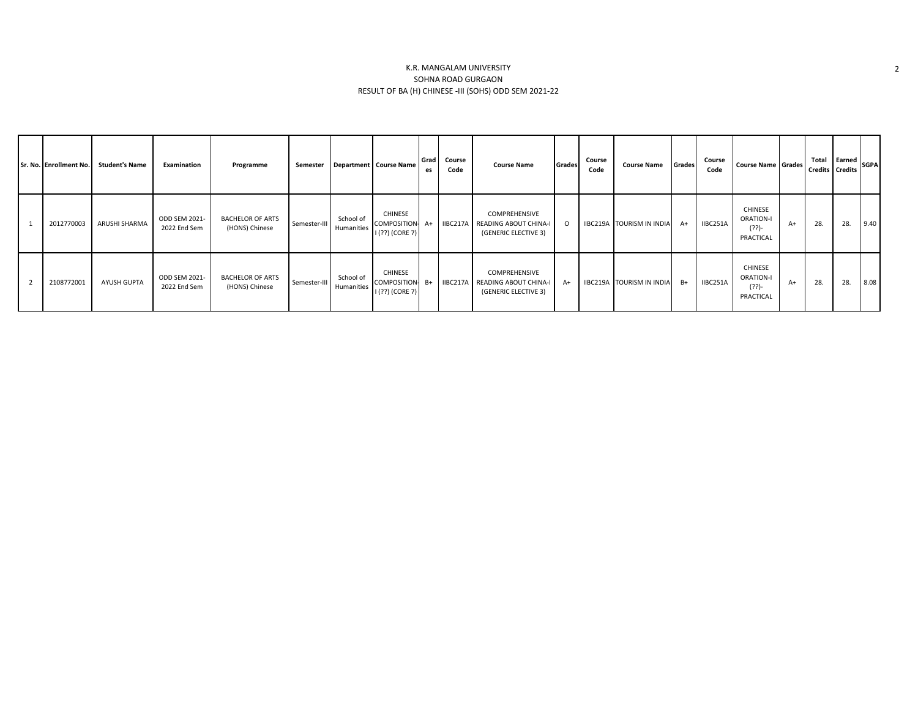K.R. MANGALAM UNIVERSITY
SOHNA ROAD GURGAON
RESULT OF BA (H) CHINESE -III (SOHS) ODD SEM 2021-22

| Sr. No. | Enrollment No. | Student's Name | Examination | Programme | Semester | Department | Course Name | Grades | Course Code | Course Name | Grades | Course Code | Course Name | Grades | Course Code | Course Name | Grades | Total Credits | Earned Credits | SGPA |
|---|---|---|---|---|---|---|---|---|---|---|---|---|---|---|---|---|---|---|---|---|
| 1 | 2012770003 | ARUSHI SHARMA | ODD SEM 2021-2022 End Sem | BACHELOR OF ARTS (HONS) Chinese | Semester-III | School of Humanities | CHINESE COMPOSITION-I (??) (CORE 7) | A+ | IIBC217A | COMPREHENSIVE READING ABOUT CHINA-I (GENERIC ELECTIVE 3) | O | IIBC219A | TOURISM IN INDIA | A+ | IIBC251A | CHINESE ORATION-I (??)-PRACTICAL | A+ | 28. | 28. | 9.40 |
| 2 | 2108772001 | AYUSH GUPTA | ODD SEM 2021-2022 End Sem | BACHELOR OF ARTS (HONS) Chinese | Semester-III | School of Humanities | CHINESE COMPOSITION-I (??) (CORE 7) | B+ | IIBC217A | COMPREHENSIVE READING ABOUT CHINA-I (GENERIC ELECTIVE 3) | A+ | IIBC219A | TOURISM IN INDIA | B+ | IIBC251A | CHINESE ORATION-I (??)-PRACTICAL | A+ | 28. | 28. | 8.08 |